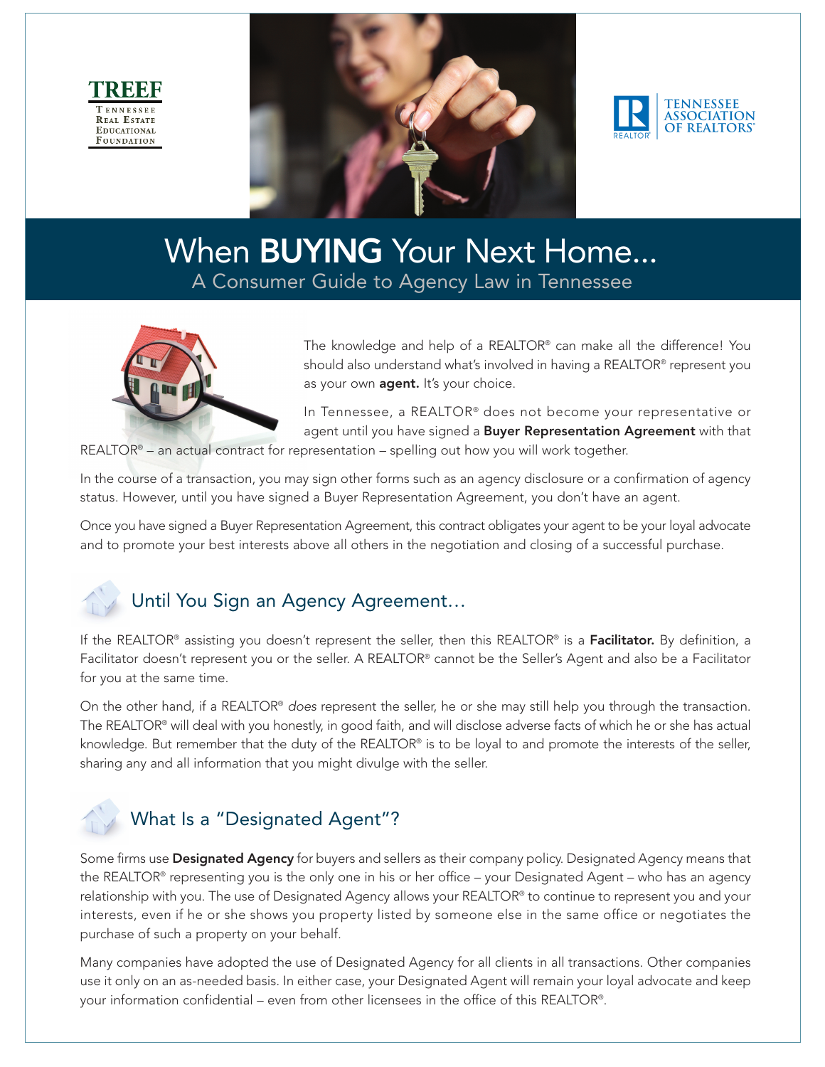TREEF
Tennessee Real Estate Educational Foundation

Tennessee Association of Realtors®

# When **BUYING** Your Next Home...

## A Consumer Guide to Agency Law in Tennessee

The knowledge and help of a REALTOR® can make all the difference! You should also understand what's involved in having a REALTOR® represent you as your own **agent.** It's your choice.

In Tennessee, a REALTOR® does not become your representative or agent until you have signed a **Buyer Representation Agreement** with that REALTOR® – an actual contract for representation – spelling out how you will work together.

In the course of a transaction, you may sign other forms such as an agency disclosure or a confirmation of agency status. However, until you have signed a Buyer Representation Agreement, you don't have an agent.

Once you have signed a Buyer Representation Agreement, this contract obligates your agent to be your loyal advocate and to promote your best interests above all others in the negotiation and closing of a successful purchase.

## Until You Sign an Agency Agreement…

If the REALTOR® assisting you doesn't represent the seller, then this REALTOR® is a **Facilitator.** By definition, a Facilitator doesn't represent you or the seller. A REALTOR® cannot be the Seller's Agent and also be a Facilitator for you at the same time.

On the other hand, if a REALTOR® *does* represent the seller, he or she may still help you through the transaction. The REALTOR® will deal with you honestly, in good faith, and will disclose adverse facts of which he or she has actual knowledge. But remember that the duty of the REALTOR® is to be loyal to and promote the interests of the seller, sharing any and all information that you might divulge with the seller.

## What Is a "Designated Agent"?

Some firms use **Designated Agency** for buyers and sellers as their company policy. Designated Agency means that the REALTOR® representing you is the only one in his or her office – your Designated Agent – who has an agency relationship with you. The use of Designated Agency allows your REALTOR® to continue to represent you and your interests, even if he or she shows you property listed by someone else in the same office or negotiates the purchase of such a property on your behalf.

Many companies have adopted the use of Designated Agency for all clients in all transactions. Other companies use it only on an as-needed basis. In either case, your Designated Agent will remain your loyal advocate and keep your information confidential – even from other licensees in the office of this REALTOR®.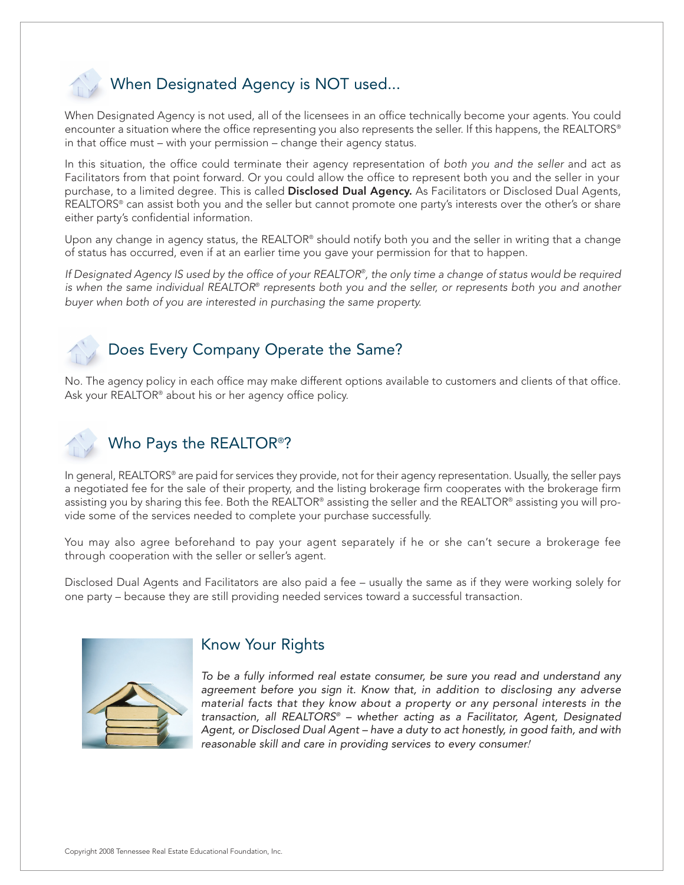## When Designated Agency is NOT used...

When Designated Agency is not used, all of the licensees in an office technically become your agents. You could encounter a situation where the office representing you also represents the seller. If this happens, the REALTORS® in that office must – with your permission – change their agency status.

In this situation, the office could terminate their agency representation of *both you and the seller* and act as Facilitators from that point forward. Or you could allow the office to represent both you and the seller in your purchase, to a limited degree. This is called **Disclosed Dual Agency.** As Facilitators or Disclosed Dual Agents, REALTORS® can assist both you and the seller but cannot promote one party's interests over the other's or share either party's confidential information.

Upon any change in agency status, the REALTOR® should notify both you and the seller in writing that a change of status has occurred, even if at an earlier time you gave your permission for that to happen.

*If Designated Agency IS used by the office of your REALTOR®, the only time a change of status would be required is when the same individual REALTOR® represents both you and the seller, or represents both you and another buyer when both of you are interested in purchasing the same property.*

## Does Every Company Operate the Same?

No. The agency policy in each office may make different options available to customers and clients of that office. Ask your REALTOR® about his or her agency office policy.

## Who Pays the REALTOR®?

In general, REALTORS® are paid for services they provide, not for their agency representation. Usually, the seller pays a negotiated fee for the sale of their property, and the listing brokerage firm cooperates with the brokerage firm assisting you by sharing this fee. Both the REALTOR® assisting the seller and the REALTOR® assisting you will provide some of the services needed to complete your purchase successfully.

You may also agree beforehand to pay your agent separately if he or she can't secure a brokerage fee through cooperation with the seller or seller's agent.

Disclosed Dual Agents and Facilitators are also paid a fee – usually the same as if they were working solely for one party – because they are still providing needed services toward a successful transaction.

## Know Your Rights

*To be a fully informed real estate consumer, be sure you read and understand any agreement before you sign it. Know that, in addition to disclosing any adverse material facts that they know about a property or any personal interests in the transaction, all REALTORS® – whether acting as a Facilitator, Agent, Designated Agent, or Disclosed Dual Agent – have a duty to act honestly, in good faith, and with reasonable skill and care in providing services to every consumer!*

Copyright 2008 Tennessee Real Estate Educational Foundation, Inc.